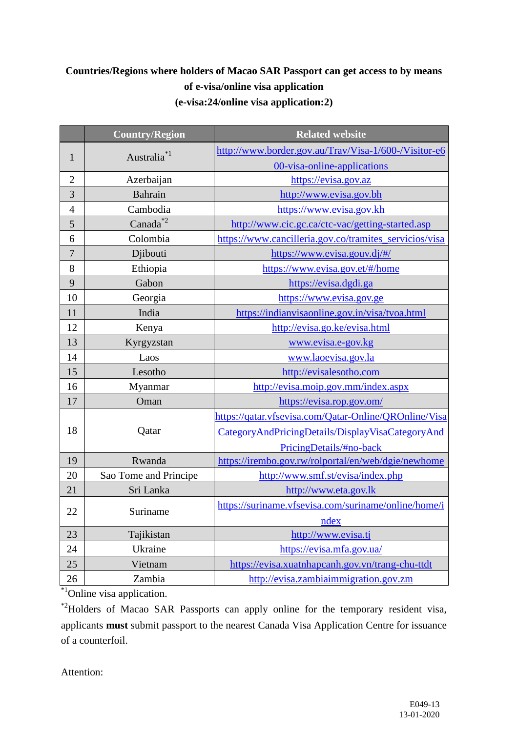**Countries/Regions where holders of Macao SAR Passport can get access to by means of e-visa/online visa application**

**(e-visa:24/online visa application:2)**

| | Country/Region | Related website |
|---|---|---|
| 1 | Australia[*1] | http://www.border.gov.au/Trav/Visa-1/600-/Visitor-e600-visa-online-applications |
| 2 | Azerbaijan | https://evisa.gov.az |
| 3 | Bahrain | http://www.evisa.gov.bh |
| 4 | Cambodia | https://www.evisa.gov.kh |
| 5 | Canada[*2] | http://www.cic.gc.ca/ctc-vac/getting-started.asp |
| 6 | Colombia | https://www.cancilleria.gov.co/tramites_servicios/visa |
| 7 | Djibouti | https://www.evisa.gouv.dj/#/ |
| 8 | Ethiopia | https://www.evisa.gov.et/#/home |
| 9 | Gabon | https://evisa.dgdi.ga |
| 10 | Georgia | https://www.evisa.gov.ge |
| 11 | India | https://indianvisaonline.gov.in/visa/tvoa.html |
| 12 | Kenya | http://evisa.go.ke/evisa.html |
| 13 | Kyrgyzstan | www.evisa.e-gov.kg |
| 14 | Laos | www.laoevisa.gov.la |
| 15 | Lesotho | http://evisalesotho.com |
| 16 | Myanmar | http://evisa.moip.gov.mm/index.aspx |
| 17 | Oman | https://evisa.rop.gov.om/ |
| 18 | Qatar | https://qatar.vfsevisa.com/Qatar-Online/QROnline/VisaCategoryAndPricingDetails/DisplayVisaCategoryAndPricingDetails/#no-back |
| 19 | Rwanda | https://irembo.gov.rw/rolportal/en/web/dgie/newhome |
| 20 | Sao Tome and Principe | http://www.smf.st/evisa/index.php |
| 21 | Sri Lanka | http://www.eta.gov.lk |
| 22 | Suriname | https://suriname.vfsevisa.com/suriname/online/home/index |
| 23 | Tajikistan | http://www.evisa.tj |
| 24 | Ukraine | https://evisa.mfa.gov.ua/ |
| 25 | Vietnam | https://evisa.xuatnhapcanh.gov.vn/trang-chu-ttdt |
| 26 | Zambia | http://evisa.zambiaimmigration.gov.zm |

[*1]Online visa application.

[*2]Holders of Macao SAR Passports can apply online for the temporary resident visa, applicants **must** submit passport to the nearest Canada Visa Application Centre for issuance of a counterfoil.

Attention:

E049-13
13-01-2020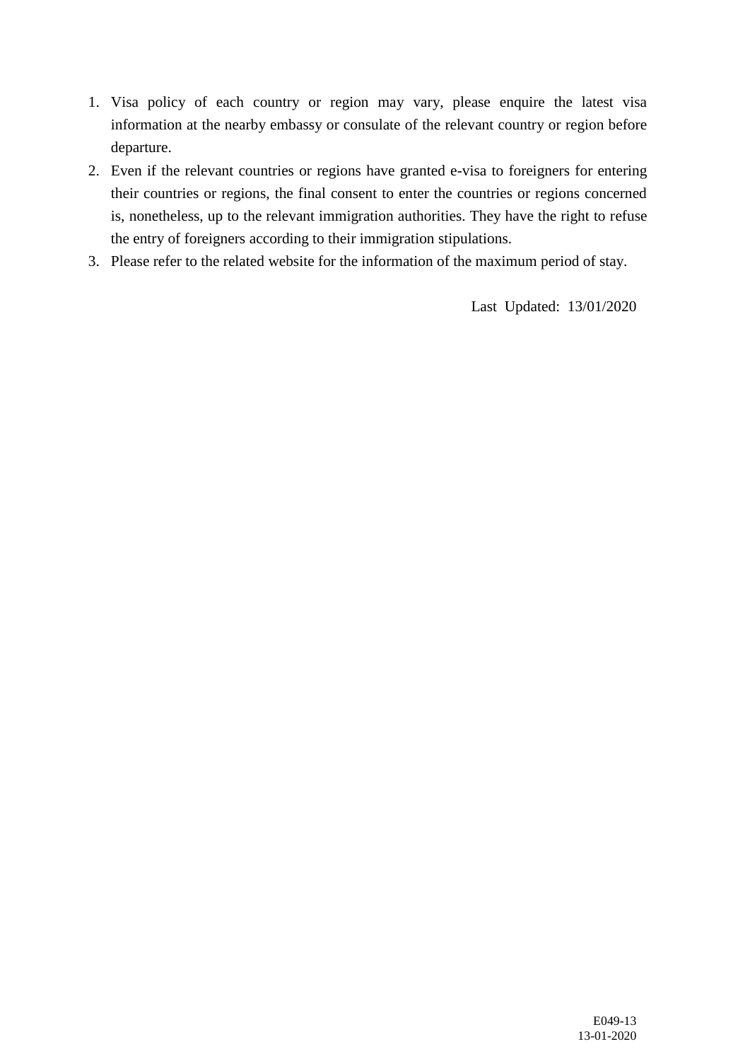1. Visa policy of each country or region may vary, please enquire the latest visa information at the nearby embassy or consulate of the relevant country or region before departure.
2. Even if the relevant countries or regions have granted e-visa to foreigners for entering their countries or regions, the final consent to enter the countries or regions concerned is, nonetheless, up to the relevant immigration authorities. They have the right to refuse the entry of foreigners according to their immigration stipulations.
3. Please refer to the related website for the information of the maximum period of stay.

Last Updated: 13/01/2020

E049-13
13-01-2020